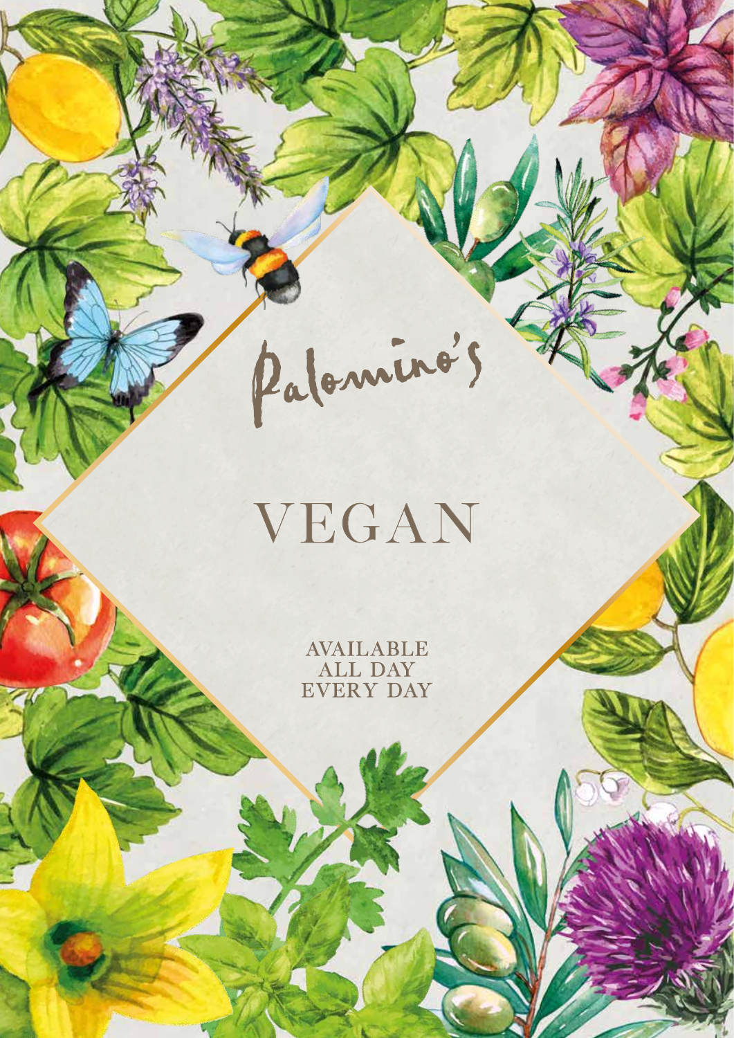Palomino's

# VEGAN

AVAILABLE
ALL DAY
EVERY DAY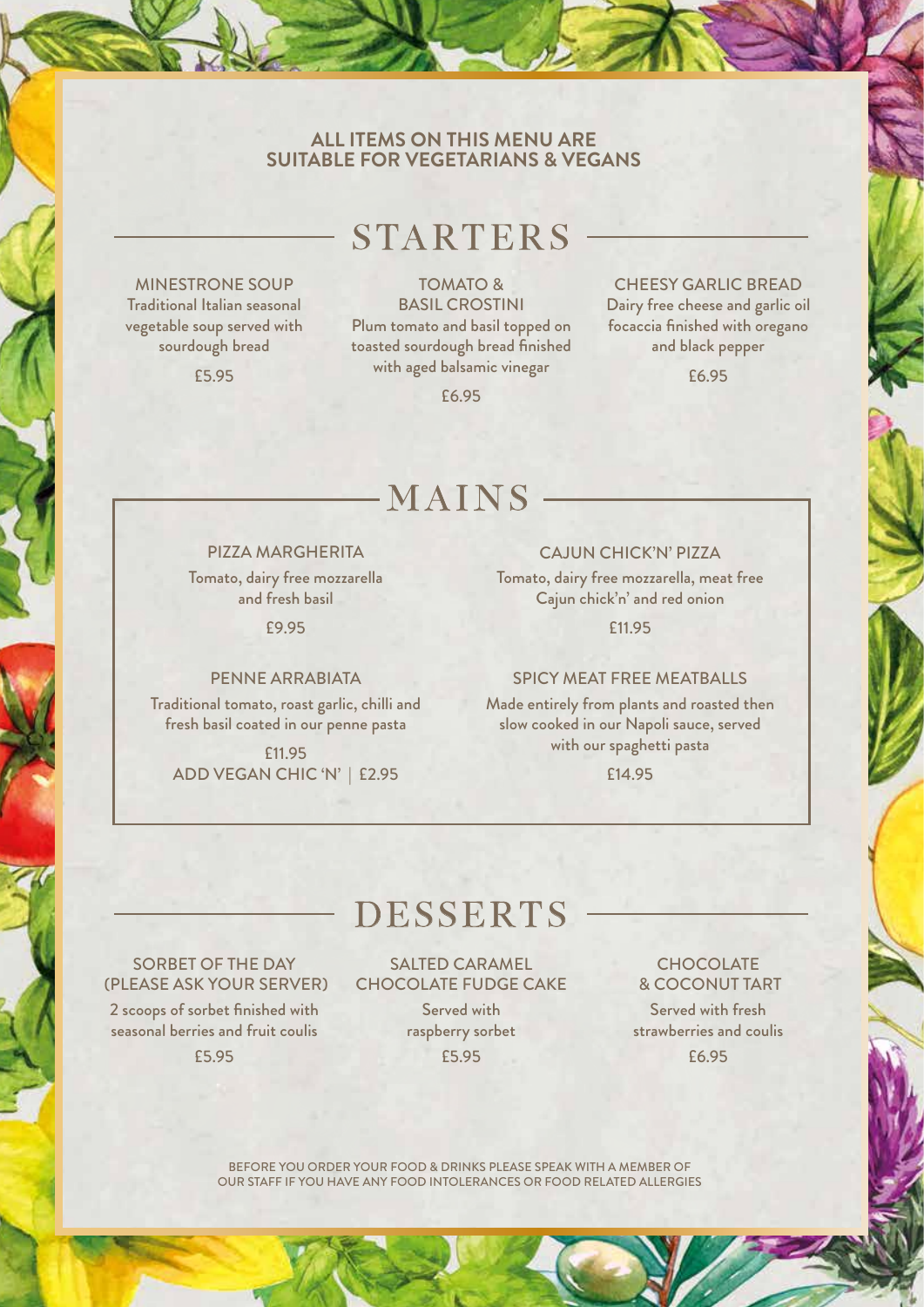**ALL ITEMS ON THIS MENU ARE SUITABLE FOR VEGETARIANS & VEGANS**

## STARTERS

### MINESTRONE SOUP

Traditional Italian seasonal vegetable soup served with sourdough bread

£5.95

### TOMATO & BASIL CROSTINI

Plum tomato and basil topped on toasted sourdough bread finished with aged balsamic vinegar

£6.95

### CHEESY GARLIC BREAD

Dairy free cheese and garlic oil focaccia finished with oregano and black pepper

£6.95

## MAINS

### PIZZA MARGHERITA

Tomato, dairy free mozzarella and fresh basil

£9.95

### CAJUN CHICK'N' PIZZA

Tomato, dairy free mozzarella, meat free Cajun chick'n' and red onion

£11.95

### PENNE ARRABIATA

Traditional tomato, roast garlic, chilli and fresh basil coated in our penne pasta

£11.95
ADD VEGAN CHIC 'N' | £2.95

### SPICY MEAT FREE MEATBALLS

Made entirely from plants and roasted then slow cooked in our Napoli sauce, served with our spaghetti pasta

£14.95

## DESSERTS

### SORBET OF THE DAY (PLEASE ASK YOUR SERVER)

2 scoops of sorbet finished with seasonal berries and fruit coulis

£5.95

### SALTED CARAMEL CHOCOLATE FUDGE CAKE

Served with raspberry sorbet

£5.95

### CHOCOLATE & COCONUT TART

Served with fresh strawberries and coulis

£6.95

BEFORE YOU ORDER YOUR FOOD & DRINKS PLEASE SPEAK WITH A MEMBER OF OUR STAFF IF YOU HAVE ANY FOOD INTOLERANCES OR FOOD RELATED ALLERGIES